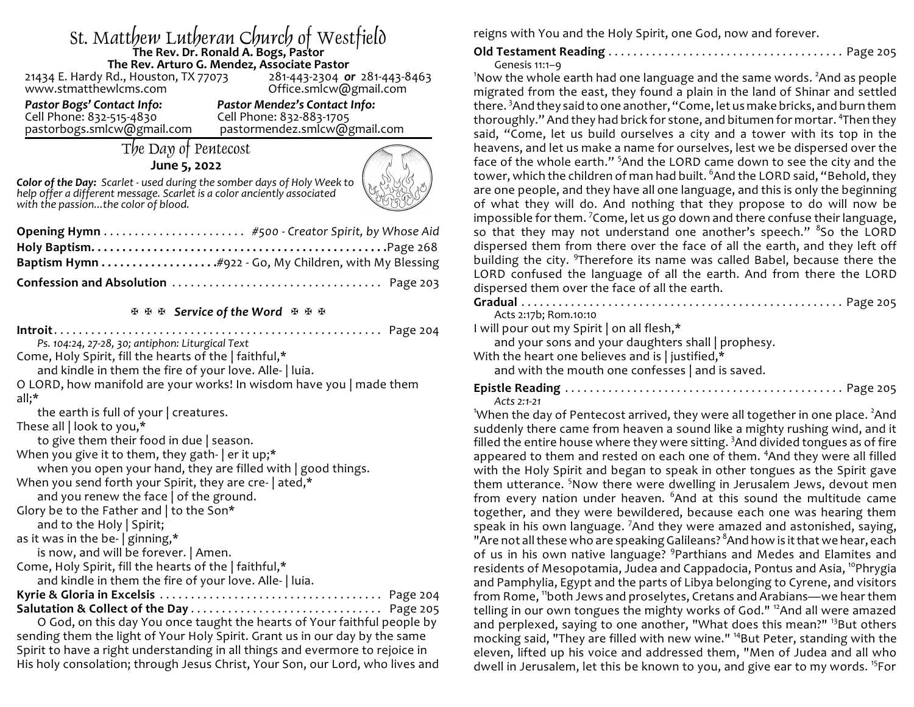# St. Matthew Lutheran Church of Westfield

**The Rev. Dr. Ronald A. Bogs, Pastor**
**The Rev. Arturo G. Mendez, Associate Pastor**

21434 E. Hardy Rd., Houston, TX 77073 — 281-443-2304 **or** 281-443-8463
www.stmatthewlcms.com — Office.smlcw@gmail.com

***Pastor Bogs' Contact Info:***
Cell Phone: 832-515-4830
pastorbogs.smlcw@gmail.com

***Pastor Mendez's Contact Info:***
Cell Phone: 832-883-1705
pastormendez.smlcw@gmail.com

## The Day of Pentecost

**June 5, 2022**

***Color of the Day:** Scarlet - used during the somber days of Holy Week to help offer a different message. Scarlet is a color anciently associated with the passion...the color of blood.*

**Opening Hymn** . . . . . . . . . . . . . . . . . . . . . . *#500 - Creator Spirit, by Whose Aid*
**Holy Baptism**. . . . . . . . . . . . . . . . . . . . . . . . . . . . . . . . . . . . . . . . . . . . . . Page 268
**Baptism Hymn** . . . . . . . . . . . . . . . . . . .#922 - Go, My Children, with My Blessing
**Confession and Absolution** . . . . . . . . . . . . . . . . . . . . . . . . . . . . . . . . . Page 203

### ✠ ✠ ✠ *Service of the Word* ✠ ✠ ✠

**Introit**. . . . . . . . . . . . . . . . . . . . . . . . . . . . . . . . . . . . . . . . . . . . . . . . . . . . . Page 204
*Ps. 104:24, 27-28, 30; antiphon: Liturgical Text*

Come, Holy Spirit, fill the hearts of the | faithful,*
and kindle in them the fire of your love. Alle- | luia.
O LORD, how manifold are your works! In wisdom have you | made them all;*
the earth is full of your | creatures.
These all | look to you,*
to give them their food in due | season.
When you give it to them, they gath- | er it up;*
when you open your hand, they are filled with | good things.
When you send forth your Spirit, they are cre- | ated,*
and you renew the face | of the ground.
Glory be to the Father and | to the Son*
and to the Holy | Spirit;
as it was in the be- | ginning,*
is now, and will be forever. | Amen.
Come, Holy Spirit, fill the hearts of the | faithful,*
and kindle in them the fire of your love. Alle- | luia.

**Kyrie & Gloria in Excelsis** . . . . . . . . . . . . . . . . . . . . . . . . . . . . . . . . . . . Page 204
**Salutation & Collect of the Day** . . . . . . . . . . . . . . . . . . . . . . . . . . . . . . . Page 205

O God, on this day You once taught the hearts of Your faithful people by sending them the light of Your Holy Spirit. Grant us in our day by the same Spirit to have a right understanding in all things and evermore to rejoice in His holy consolation; through Jesus Christ, Your Son, our Lord, who lives and reigns with You and the Holy Spirit, one God, now and forever.

**Old Testament Reading** . . . . . . . . . . . . . . . . . . . . . . . . . . . . . . . . . . . . . . Page 205
Genesis 11:1–9

[1]Now the whole earth had one language and the same words. [2]And as people migrated from the east, they found a plain in the land of Shinar and settled there. [3]And they said to one another, "Come, let us make bricks, and burn them thoroughly." And they had brick for stone, and bitumen for mortar. [4]Then they said, "Come, let us build ourselves a city and a tower with its top in the heavens, and let us make a name for ourselves, lest we be dispersed over the face of the whole earth." [5]And the LORD came down to see the city and the tower, which the children of man had built. [6]And the LORD said, "Behold, they are one people, and they have all one language, and this is only the beginning of what they will do. And nothing that they propose to do will now be impossible for them. [7]Come, let us go down and there confuse their language, so that they may not understand one another's speech." [8]So the LORD dispersed them from there over the face of all the earth, and they left off building the city. [9]Therefore its name was called Babel, because there the LORD confused the language of all the earth. And from there the LORD dispersed them over the face of all the earth.

**Gradual** . . . . . . . . . . . . . . . . . . . . . . . . . . . . . . . . . . . . . . . . . . . . . . . . . . . Page 205
Acts 2:17b; Rom.10:10

I will pour out my Spirit | on all flesh,*
and your sons and your daughters shall | prophesy.
With the heart one believes and is | justified,*
and with the mouth one confesses | and is saved.

**Epistle Reading** . . . . . . . . . . . . . . . . . . . . . . . . . . . . . . . . . . . . . . . . . . . . Page 205
*Acts 2:1-21*

[1]When the day of Pentecost arrived, they were all together in one place. [2]And suddenly there came from heaven a sound like a mighty rushing wind, and it filled the entire house where they were sitting. [3]And divided tongues as of fire appeared to them and rested on each one of them. [4]And they were all filled with the Holy Spirit and began to speak in other tongues as the Spirit gave them utterance. [5]Now there were dwelling in Jerusalem Jews, devout men from every nation under heaven. [6]And at this sound the multitude came together, and they were bewildered, because each one was hearing them speak in his own language. [7]And they were amazed and astonished, saying, "Are not all these who are speaking Galileans? [8]And how is it that we hear, each of us in his own native language? [9]Parthians and Medes and Elamites and residents of Mesopotamia, Judea and Cappadocia, Pontus and Asia, [10]Phrygia and Pamphylia, Egypt and the parts of Libya belonging to Cyrene, and visitors from Rome, [11]both Jews and proselytes, Cretans and Arabians—we hear them telling in our own tongues the mighty works of God." [12]And all were amazed and perplexed, saying to one another, "What does this mean?" [13]But others mocking said, "They are filled with new wine." [14]But Peter, standing with the eleven, lifted up his voice and addressed them, "Men of Judea and all who dwell in Jerusalem, let this be known to you, and give ear to my words. [15]For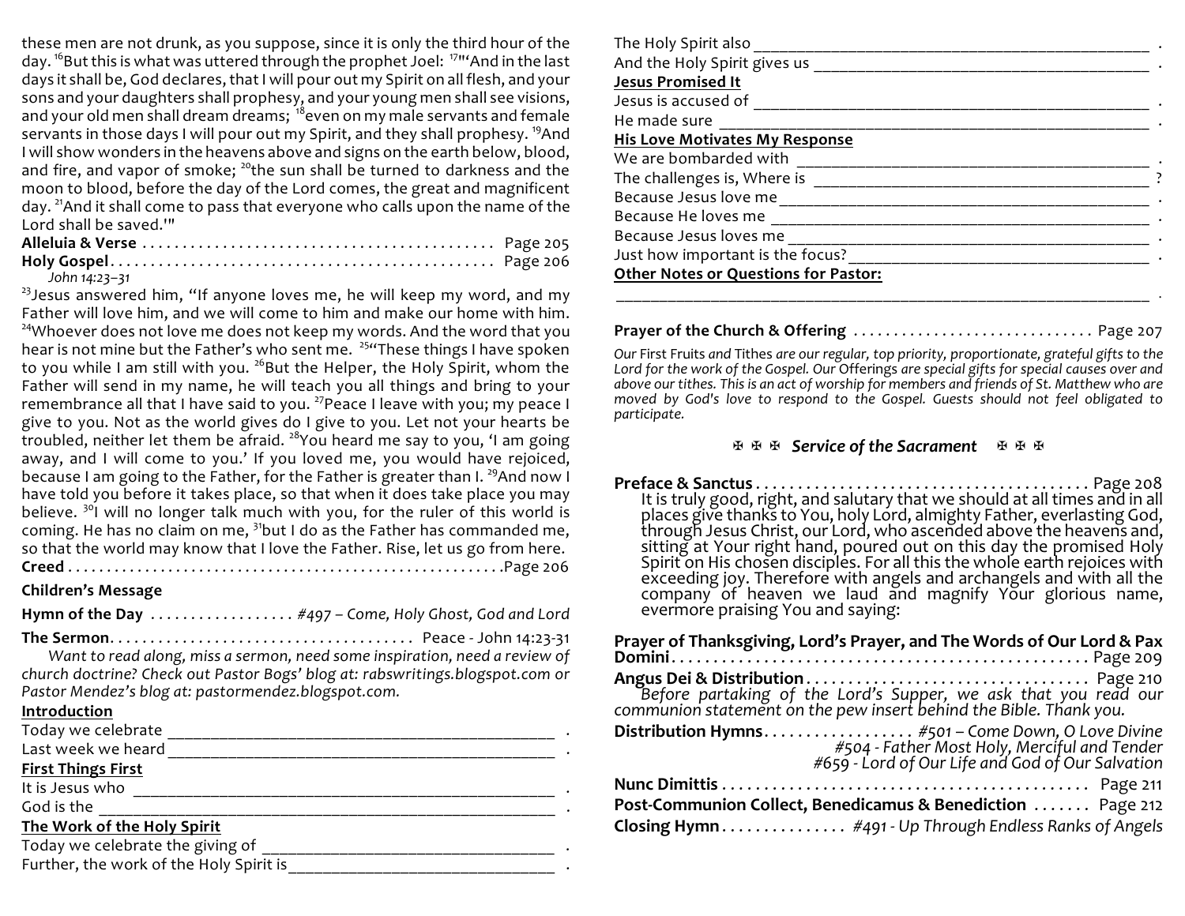these men are not drunk, as you suppose, since it is only the third hour of the day. [16]But this is what was uttered through the prophet Joel: [17]"'And in the last days it shall be, God declares, that I will pour out my Spirit on all flesh, and your sons and your daughters shall prophesy, and your young men shall see visions, and your old men shall dream dreams; [18]even on my male servants and female servants in those days I will pour out my Spirit, and they shall prophesy. [19]And I will show wonders in the heavens above and signs on the earth below, blood, and fire, and vapor of smoke; [20]the sun shall be turned to darkness and the moon to blood, before the day of the Lord comes, the great and magnificent day. [21]And it shall come to pass that everyone who calls upon the name of the Lord shall be saved.'"

**Alleluia & Verse** . . . . . . . . . . . . . . . . . . . . . . . . . . . . . . . . . . . . . . . . . Page 205

**Holy Gospel** . . . . . . . . . . . . . . . . . . . . . . . . . . . . . . . . . . . . . . . . . . . . . . Page 206

*John 14:23–31*

[23]Jesus answered him, "If anyone loves me, he will keep my word, and my Father will love him, and we will come to him and make our home with him. [24]Whoever does not love me does not keep my words. And the word that you hear is not mine but the Father's who sent me. [25]"These things I have spoken to you while I am still with you. [26]But the Helper, the Holy Spirit, whom the Father will send in my name, he will teach you all things and bring to your remembrance all that I have said to you. [27]Peace I leave with you; my peace I give to you. Not as the world gives do I give to you. Let not your hearts be troubled, neither let them be afraid. [28]You heard me say to you, 'I am going away, and I will come to you.' If you loved me, you would have rejoiced, because I am going to the Father, for the Father is greater than I. [29]And now I have told you before it takes place, so that when it does take place you may believe. [30]I will no longer talk much with you, for the ruler of this world is coming. He has no claim on me, [31]but I do as the Father has commanded me, so that the world may know that I love the Father. Rise, let us go from here.

**Creed** . . . . . . . . . . . . . . . . . . . . . . . . . . . . . . . . . . . . . . . . . . . . . . . . . . . . . . Page 206

**Children's Message**

**Hymn of the Day** . . . . . . . . . . . . . . . . . *#497 – Come, Holy Ghost, God and Lord*

**The Sermon** . . . . . . . . . . . . . . . . . . . . . . . . . . . . . . . . . . . . . Peace - John 14:23-31

*Want to read along, miss a sermon, need some inspiration, need a review of church doctrine? Check out Pastor Bogs' blog at: rabswritings.blogspot.com or Pastor Mendez's blog at: pastormendez.blogspot.com.*

**Introduction**

Today we celebrate ______________________________________________ .

Last week we heard ______________________________________________ .

**First Things First**

It is Jesus who ______________________________________________ .

God is the ______________________________________________ .

**The Work of the Holy Spirit**

Today we celebrate the giving of ________________________________ .

Further, the work of the Holy Spirit is ____________________________ .

The Holy Spirit also ______________________________________________ .

And the Holy Spirit gives us ______________________________________ .

**Jesus Promised It**

Jesus is accused of ______________________________________________ .

He made sure ______________________________________________ .

**His Love Motivates My Response**

We are bombarded with ____________________________________________ .

The challenges is, Where is ______________________________________ ?

Because Jesus love me ____________________________________________ .

Because He loves me ______________________________________________ .

Because Jesus loves me ___________________________________________ .

Just how important is the focus? __________________________________ .

**Other Notes or Questions for Pastor:**

______________________________________________________________ .

**Prayer of the Church & Offering** . . . . . . . . . . . . . . . . . . . . . . . . . . . . . Page 207

*Our First Fruits and Tithes are our regular, top priority, proportionate, grateful gifts to the Lord for the work of the Gospel. Our Offerings are special gifts for special causes over and above our tithes. This is an act of worship for members and friends of St. Matthew who are moved by God's love to respond to the Gospel. Guests should not feel obligated to participate.*

## ✠ ✠ ✠ *Service of the Sacrament* ✠ ✠ ✠

**Preface & Sanctus** . . . . . . . . . . . . . . . . . . . . . . . . . . . . . . . . . . . . . . . Page 208

It is truly good, right, and salutary that we should at all times and in all places give thanks to You, holy Lord, almighty Father, everlasting God, through Jesus Christ, our Lord, who ascended above the heavens and, sitting at Your right hand, poured out on this day the promised Holy Spirit on His chosen disciples. For all this the whole earth rejoices with exceeding joy. Therefore with angels and archangels and with all the company of heaven we laud and magnify Your glorious name, evermore praising You and saying:

**Prayer of Thanksgiving, Lord's Prayer, and The Words of Our Lord & Pax Domini** . . . . . . . . . . . . . . . . . . . . . . . . . . . . . . . . . . . . . . . . . . . . . . . . Page 209

**Angus Dei & Distribution** . . . . . . . . . . . . . . . . . . . . . . . . . . . . . . . . . Page 210

*Before partaking of the Lord's Supper, we ask that you read our communion statement on the pew insert behind the Bible. Thank you.*

**Distribution Hymns** . . . . . . . . . . . . . . . . . *#501 – Come Down, O Love Divine*
*#504 - Father Most Holy, Merciful and Tender*
*#659 - Lord of Our Life and God of Our Salvation*

**Nunc Dimittis** . . . . . . . . . . . . . . . . . . . . . . . . . . . . . . . . . . . . . . . . . . . Page 211

**Post-Communion Collect, Benedicamus & Benediction** . . . . . . . Page 212

**Closing Hymn** . . . . . . . . . . . . . . . *#491 - Up Through Endless Ranks of Angels*